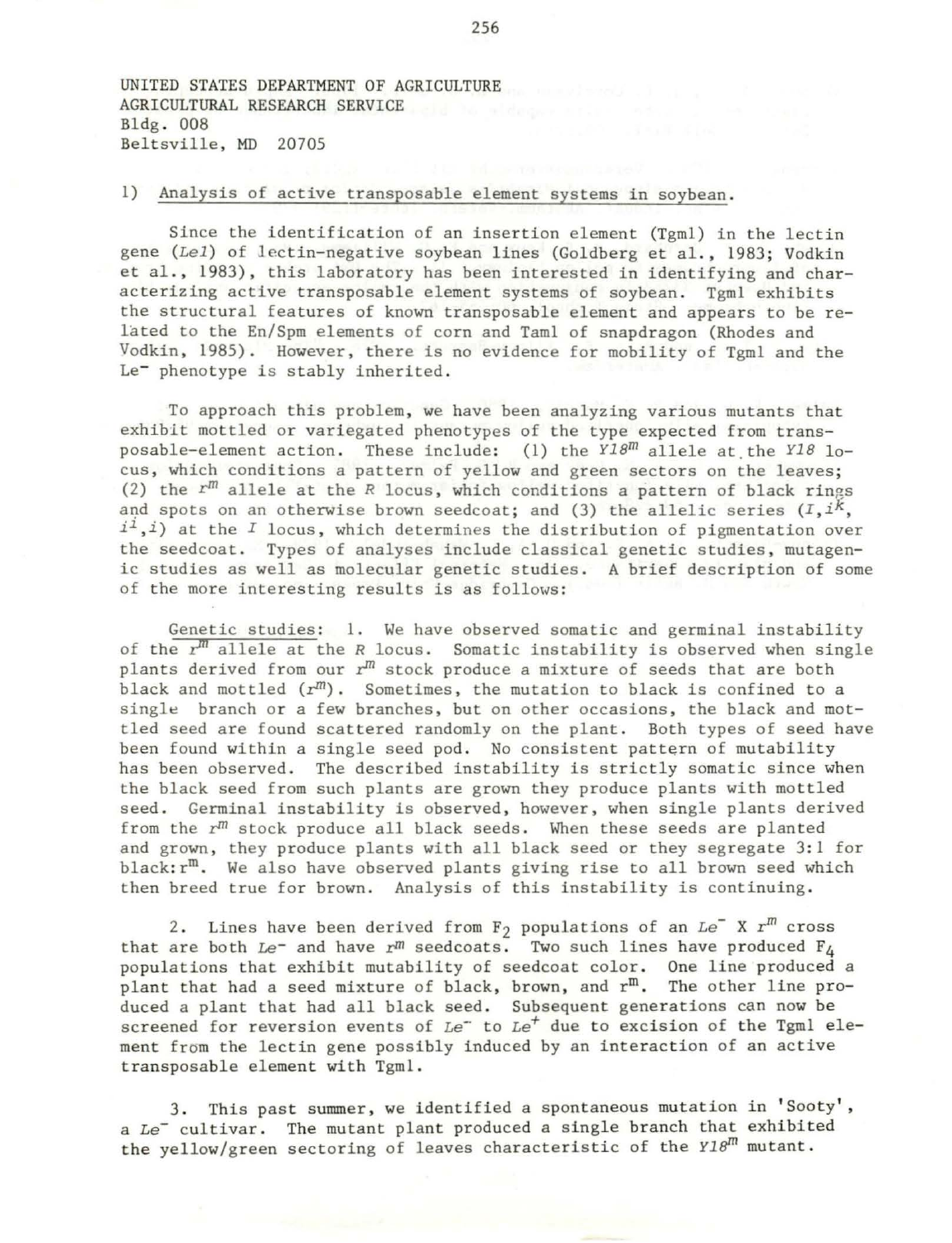UNITED STATES DEPARTMENT OF AGRICULTURE
AGRICULTURAL RESEARCH SERVICE
Bldg. 008
Beltsville, MD 20705

1) Analysis of active transposable element systems in soybean.

Since the identification of an insertion element (Tgm1) in the lectin gene (*Le1*) of lectin-negative soybean lines (Goldberg et al., 1983; Vodkin et al., 1983), this laboratory has been interested in identifying and characterizing active transposable element systems of soybean. Tgm1 exhibits the structural features of known transposable element and appears to be related to the En/Spm elements of corn and Tam1 of snapdragon (Rhodes and Vodkin, 1985). However, there is no evidence for mobility of Tgm1 and the $Le^-$ phenotype is stably inherited.

To approach this problem, we have been analyzing various mutants that exhibit mottled or variegated phenotypes of the type expected from transposable-element action. These include: (1) the $Y18^m$ allele at the *Y18* locus, which conditions a pattern of yellow and green sectors on the leaves; (2) the $r^m$ allele at the *R* locus, which conditions a pattern of black rings and spots on an otherwise brown seedcoat; and (3) the allelic series ($I$, $i^k$, $i^i$, $i$) at the *I* locus, which determines the distribution of pigmentation over the seedcoat. Types of analyses include classical genetic studies, mutagenic studies as well as molecular genetic studies. A brief description of some of the more interesting results is as follows:

Genetic studies: 1. We have observed somatic and germinal instability of the $r^m$ allele at the *R* locus. Somatic instability is observed when single plants derived from our $r^m$ stock produce a mixture of seeds that are both black and mottled ($r^m$). Sometimes, the mutation to black is confined to a single branch or a few branches, but on other occasions, the black and mottled seed are found scattered randomly on the plant. Both types of seed have been found within a single seed pod. No consistent pattern of mutability has been observed. The described instability is strictly somatic since when the black seed from such plants are grown they produce plants with mottled seed. Germinal instability is observed, however, when single plants derived from the $r^m$ stock produce all black seeds. When these seeds are planted and grown, they produce plants with all black seed or they segregate 3:1 for black:$r^m$. We also have observed plants giving rise to all brown seed which then breed true for brown. Analysis of this instability is continuing.

2. Lines have been derived from $F_2$ populations of an $Le^-$ X $r^m$ cross that are both $Le^-$ and have $r^m$ seedcoats. Two such lines have produced $F_4$ populations that exhibit mutability of seedcoat color. One line produced a plant that had a seed mixture of black, brown, and $r^m$. The other line produced a plant that had all black seed. Subsequent generations can now be screened for reversion events of $Le^-$ to $Le^+$ due to excision of the Tgm1 element from the lectin gene possibly induced by an interaction of an active transposable element with Tgm1.

3. This past summer, we identified a spontaneous mutation in 'Sooty', a $Le^-$ cultivar. The mutant plant produced a single branch that exhibited the yellow/green sectoring of leaves characteristic of the $Y18^m$ mutant.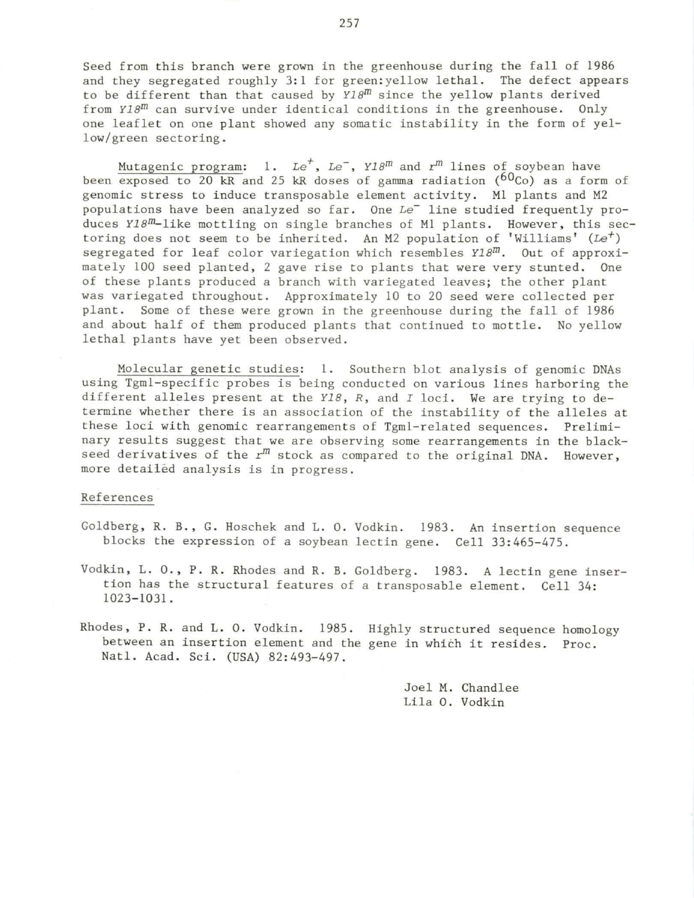Seed from this branch were grown in the greenhouse during the fall of 1986 and they segregated roughly 3:1 for green:yellow lethal. The defect appears to be different than that caused by *Y18*$^m$ since the yellow plants derived from *Y18*$^m$ can survive under identical conditions in the greenhouse. Only one leaflet on one plant showed any somatic instability in the form of yellow/green sectoring.

Mutagenic program: 1. *Le*$^+$, *Le*$^-$, *Y18*$^m$ and *r*$^m$ lines of soybean have been exposed to 20 kR and 25 kR doses of gamma radiation ($^{60}$Co) as a form of genomic stress to induce transposable element activity. M1 plants and M2 populations have been analyzed so far. One *Le*$^-$ line studied frequently produces *Y18*$^m$-like mottling on single branches of M1 plants. However, this sectoring does not seem to be inherited. An M2 population of 'Williams' (*Le*$^+$) segregated for leaf color variegation which resembles *Y18*$^m$. Out of approximately 100 seed planted, 2 gave rise to plants that were very stunted. One of these plants produced a branch with variegated leaves; the other plant was variegated throughout. Approximately 10 to 20 seed were collected per plant. Some of these were grown in the greenhouse during the fall of 1986 and about half of them produced plants that continued to mottle. No yellow lethal plants have yet been observed.

Molecular genetic studies: 1. Southern blot analysis of genomic DNAs using Tgm1-specific probes is being conducted on various lines harboring the different alleles present at the *Y18*, *R*, and *I* loci. We are trying to determine whether there is an association of the instability of the alleles at these loci with genomic rearrangements of Tgm1-related sequences. Preliminary results suggest that we are observing some rearrangements in the black-seed derivatives of the *r*$^m$ stock as compared to the original DNA. However, more detailed analysis is in progress.

## References

Goldberg, R. B., G. Hoschek and L. O. Vodkin. 1983. An insertion sequence blocks the expression of a soybean lectin gene. Cell 33:465-475.

Vodkin, L. O., P. R. Rhodes and R. B. Goldberg. 1983. A lectin gene insertion has the structural features of a transposable element. Cell 34: 1023-1031.

Rhodes, P. R. and L. O. Vodkin. 1985. Highly structured sequence homology between an insertion element and the gene in which it resides. Proc. Natl. Acad. Sci. (USA) 82:493-497.

Joel M. Chandlee
Lila O. Vodkin